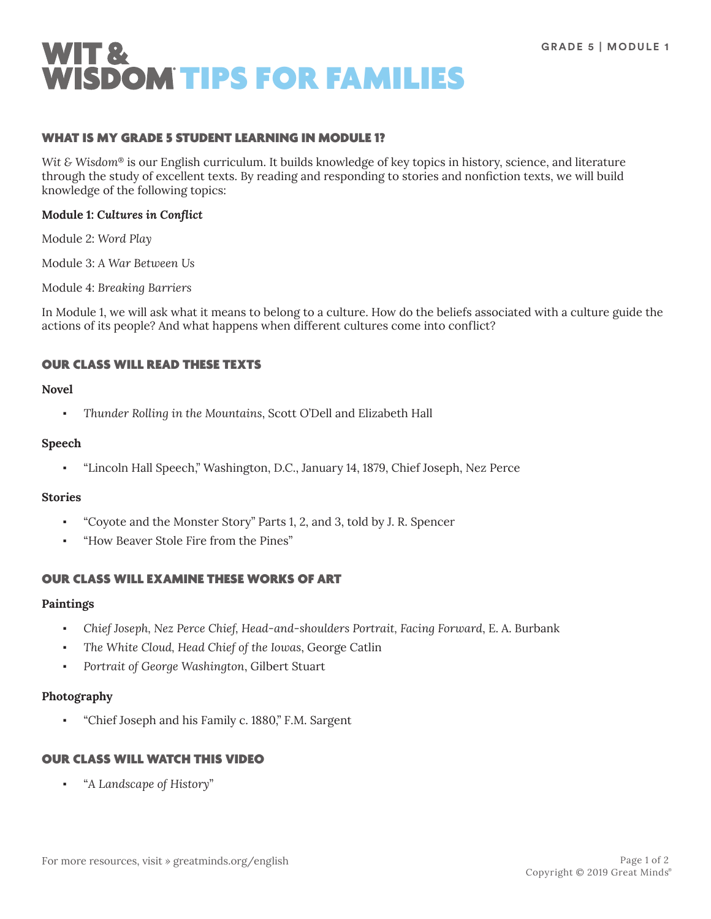# WIT & WISDOM® TIPS FOR FAMILIES

GRADE 5 | MODULE 1

## WHAT IS MY GRADE 5 STUDENT LEARNING IN MODULE 1?

*Wit & Wisdom®* is our English curriculum. It builds knowledge of key topics in history, science, and literature through the study of excellent texts. By reading and responding to stories and nonfiction texts, we will build knowledge of the following topics:

**Module 1: *Cultures in Conflict***

Module 2: *Word Play*

Module 3: *A War Between Us*

Module 4: *Breaking Barriers*

In Module 1, we will ask what it means to belong to a culture. How do the beliefs associated with a culture guide the actions of its people? And what happens when different cultures come into conflict?

## OUR CLASS WILL READ THESE TEXTS

**Novel**

- *Thunder Rolling in the Mountains*, Scott O'Dell and Elizabeth Hall

**Speech**

- "Lincoln Hall Speech," Washington, D.C., January 14, 1879, Chief Joseph, Nez Perce

**Stories**

- "Coyote and the Monster Story" Parts 1, 2, and 3, told by J. R. Spencer
- "How Beaver Stole Fire from the Pines"

## OUR CLASS WILL EXAMINE THESE WORKS OF ART

**Paintings**

- *Chief Joseph, Nez Perce Chief, Head-and-shoulders Portrait, Facing Forward*, E. A. Burbank
- *The White Cloud, Head Chief of the Iowas*, George Catlin
- *Portrait of George Washington*, Gilbert Stuart

**Photography**

- "Chief Joseph and his Family c. 1880," F.M. Sargent

## OUR CLASS WILL WATCH THIS VIDEO

- "*A Landscape of History*"

For more resources, visit » greatminds.org/english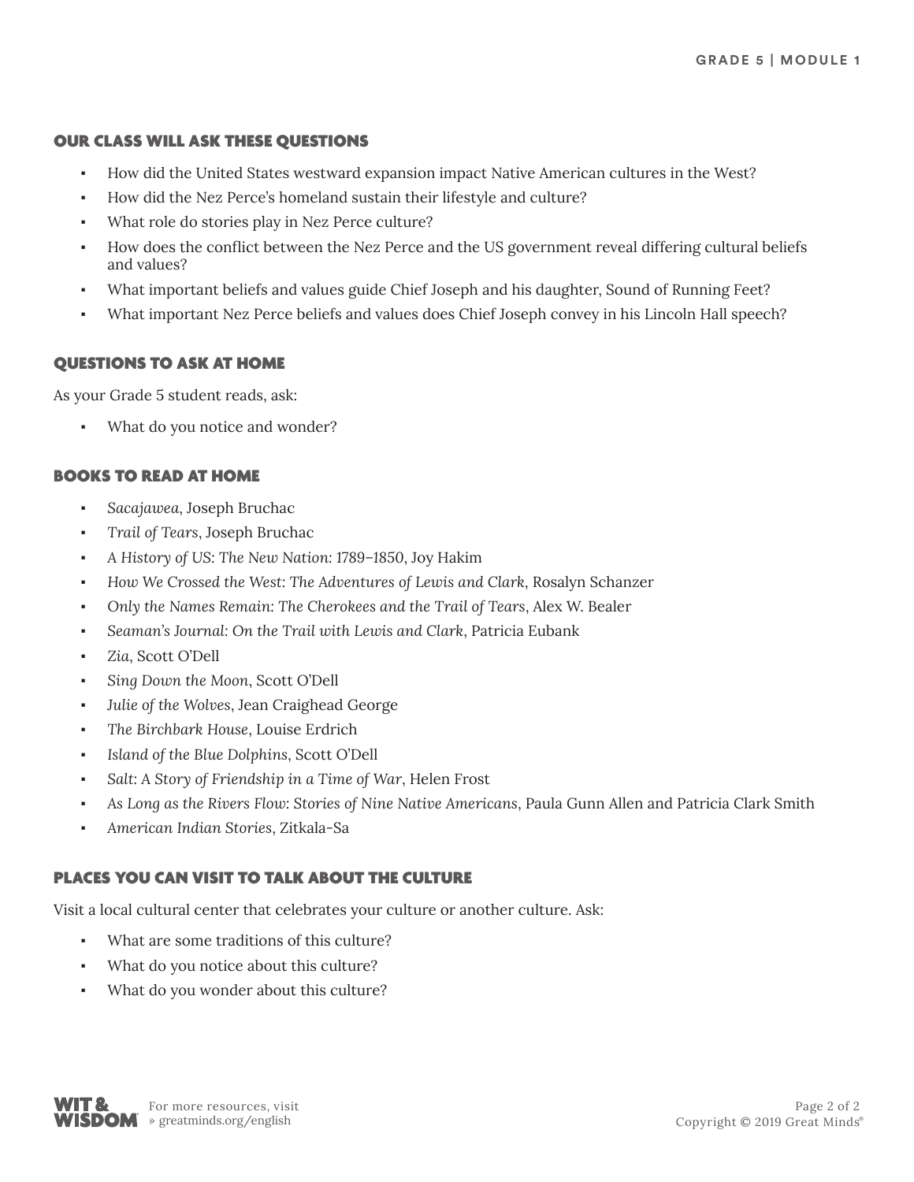## OUR CLASS WILL ASK THESE QUESTIONS

- How did the United States westward expansion impact Native American cultures in the West?
- How did the Nez Perce's homeland sustain their lifestyle and culture?
- What role do stories play in Nez Perce culture?
- How does the conflict between the Nez Perce and the US government reveal differing cultural beliefs and values?
- What important beliefs and values guide Chief Joseph and his daughter, Sound of Running Feet?
- What important Nez Perce beliefs and values does Chief Joseph convey in his Lincoln Hall speech?

## QUESTIONS TO ASK AT HOME

As your Grade 5 student reads, ask:

- What do you notice and wonder?

## BOOKS TO READ AT HOME

- *Sacajawea*, Joseph Bruchac
- *Trail of Tears*, Joseph Bruchac
- *A History of US: The New Nation: 1789–1850*, Joy Hakim
- *How We Crossed the West: The Adventures of Lewis and Clark*, Rosalyn Schanzer
- *Only the Names Remain: The Cherokees and the Trail of Tears*, Alex W. Bealer
- *Seaman's Journal: On the Trail with Lewis and Clark*, Patricia Eubank
- *Zia*, Scott O'Dell
- *Sing Down the Moon*, Scott O'Dell
- *Julie of the Wolves*, Jean Craighead George
- *The Birchbark House*, Louise Erdrich
- *Island of the Blue Dolphins*, Scott O'Dell
- *Salt: A Story of Friendship in a Time of War*, Helen Frost
- *As Long as the Rivers Flow: Stories of Nine Native Americans*, Paula Gunn Allen and Patricia Clark Smith
- *American Indian Stories*, Zitkala-Sa

## PLACES YOU CAN VISIT TO TALK ABOUT THE CULTURE

Visit a local cultural center that celebrates your culture or another culture. Ask:

- What are some traditions of this culture?
- What do you notice about this culture?
- What do you wonder about this culture?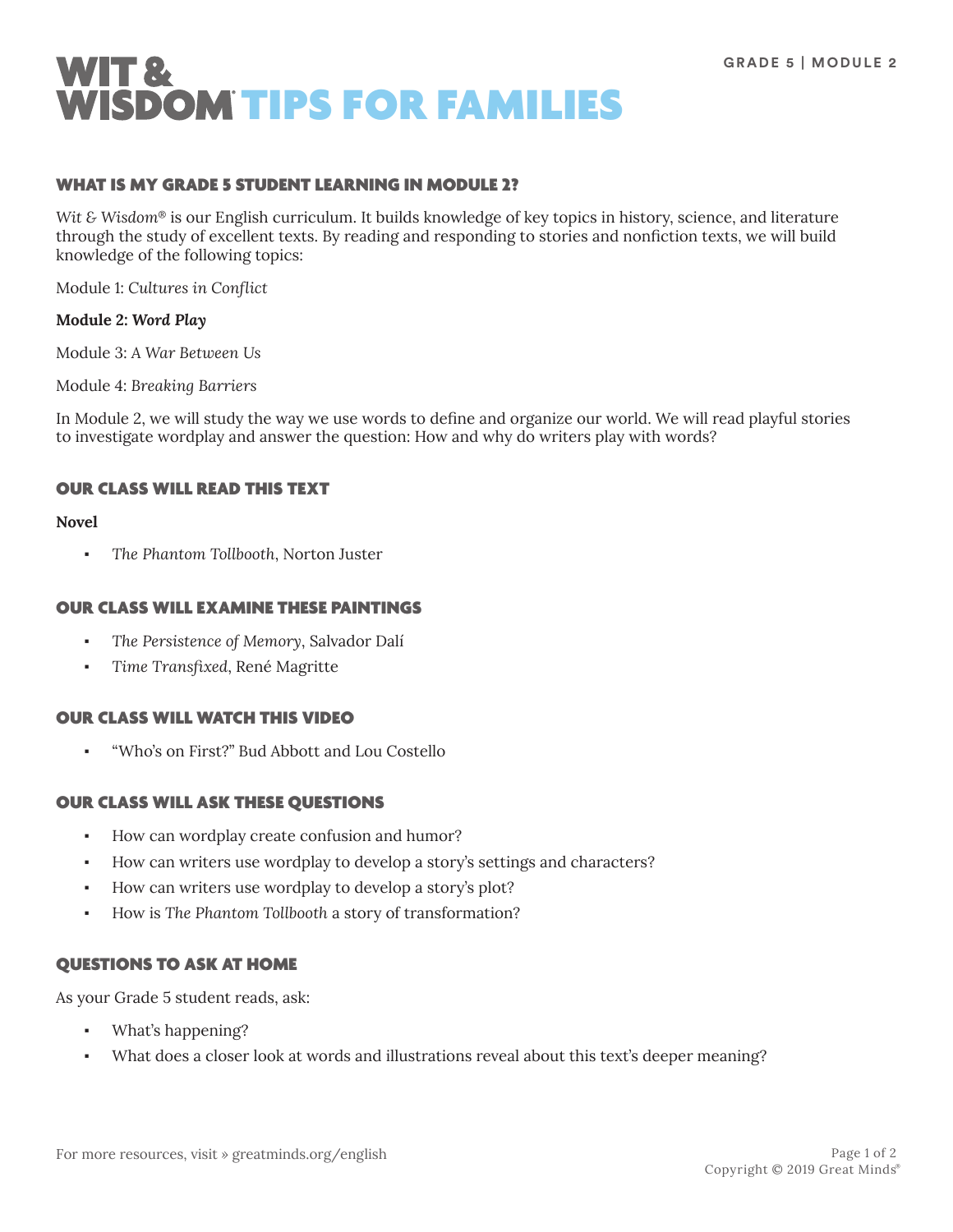# WIT & WISDOM® TIPS FOR FAMILIES

GRADE 5 | MODULE 2

## WHAT IS MY GRADE 5 STUDENT LEARNING IN MODULE 2?

*Wit & Wisdom®* is our English curriculum. It builds knowledge of key topics in history, science, and literature through the study of excellent texts. By reading and responding to stories and nonfiction texts, we will build knowledge of the following topics:

Module 1: *Cultures in Conflict*

**Module 2: *Word Play***

Module 3: *A War Between Us*

Module 4: *Breaking Barriers*

In Module 2, we will study the way we use words to define and organize our world. We will read playful stories to investigate wordplay and answer the question: How and why do writers play with words?

## OUR CLASS WILL READ THIS TEXT

**Novel**

- *The Phantom Tollbooth*, Norton Juster

## OUR CLASS WILL EXAMINE THESE PAINTINGS

- *The Persistence of Memory*, Salvador Dalí
- *Time Transfixed*, René Magritte

## OUR CLASS WILL WATCH THIS VIDEO

- "Who's on First?" Bud Abbott and Lou Costello

## OUR CLASS WILL ASK THESE QUESTIONS

- How can wordplay create confusion and humor?
- How can writers use wordplay to develop a story's settings and characters?
- How can writers use wordplay to develop a story's plot?
- How is *The Phantom Tollbooth* a story of transformation?

## QUESTIONS TO ASK AT HOME

As your Grade 5 student reads, ask:

- What's happening?
- What does a closer look at words and illustrations reveal about this text's deeper meaning?

For more resources, visit » greatminds.org/english

Copyright © 2019 Great Minds®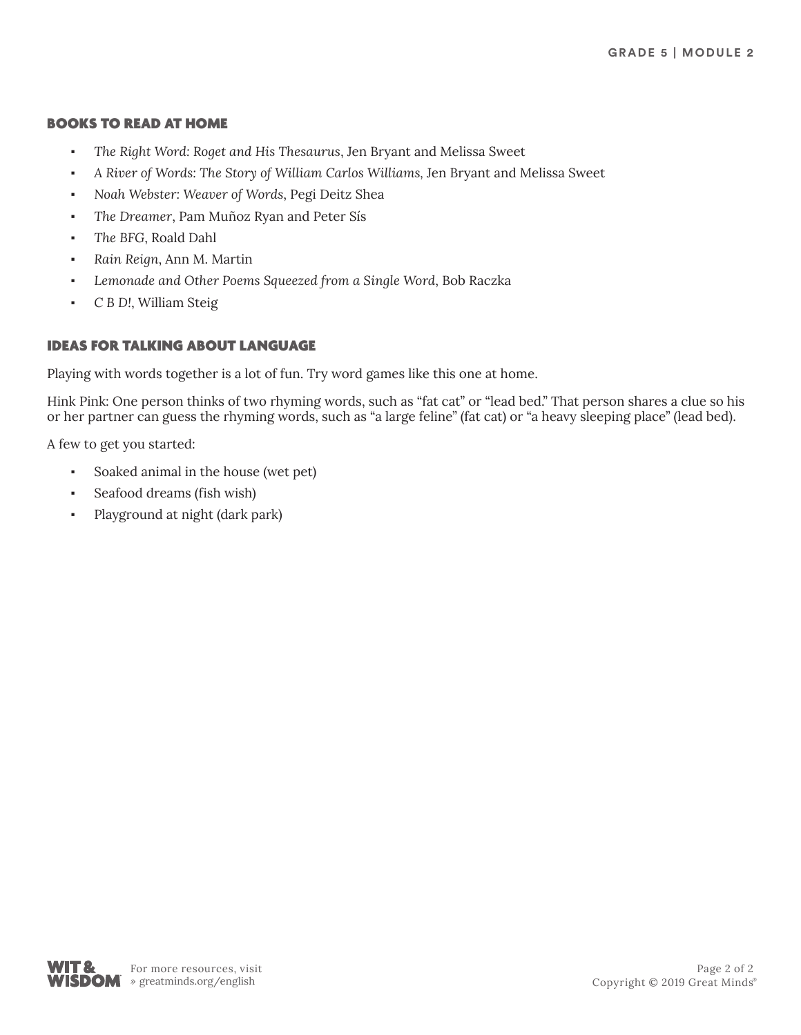## BOOKS TO READ AT HOME

- *The Right Word: Roget and His Thesaurus*, Jen Bryant and Melissa Sweet
- *A River of Words: The Story of William Carlos Williams*, Jen Bryant and Melissa Sweet
- *Noah Webster: Weaver of Words*, Pegi Deitz Shea
- *The Dreamer*, Pam Muñoz Ryan and Peter Sís
- *The BFG*, Roald Dahl
- *Rain Reign*, Ann M. Martin
- *Lemonade and Other Poems Squeezed from a Single Word*, Bob Raczka
- *C B D!*, William Steig

## IDEAS FOR TALKING ABOUT LANGUAGE

Playing with words together is a lot of fun. Try word games like this one at home.

Hink Pink: One person thinks of two rhyming words, such as "fat cat" or "lead bed." That person shares a clue so his or her partner can guess the rhyming words, such as "a large feline" (fat cat) or "a heavy sleeping place" (lead bed).

A few to get you started:

- Soaked animal in the house (wet pet)
- Seafood dreams (fish wish)
- Playground at night (dark park)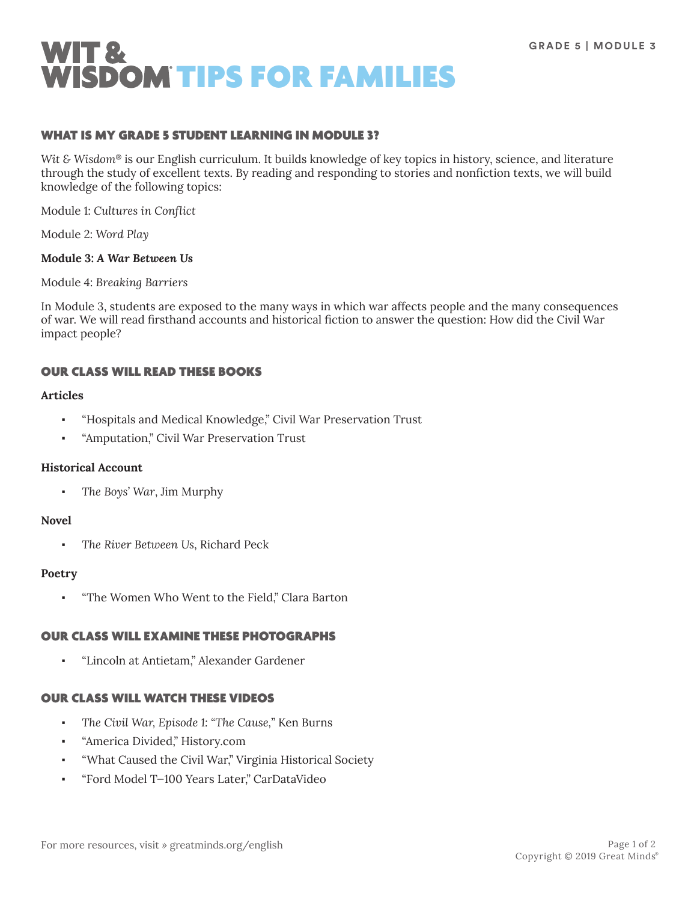GRADE 5 | MODULE 3

# WIT & WISDOM® TIPS FOR FAMILIES

## WHAT IS MY GRADE 5 STUDENT LEARNING IN MODULE 3?

*Wit & Wisdom®* is our English curriculum. It builds knowledge of key topics in history, science, and literature through the study of excellent texts. By reading and responding to stories and nonfiction texts, we will build knowledge of the following topics:

Module 1: *Cultures in Conflict*

Module 2: *Word Play*

**Module 3: *A War Between Us***

Module 4: *Breaking Barriers*

In Module 3, students are exposed to the many ways in which war affects people and the many consequences of war. We will read firsthand accounts and historical fiction to answer the question: How did the Civil War impact people?

## OUR CLASS WILL READ THESE BOOKS

**Articles**

- "Hospitals and Medical Knowledge," Civil War Preservation Trust
- "Amputation," Civil War Preservation Trust

**Historical Account**

- *The Boys' War*, Jim Murphy

**Novel**

- *The River Between Us*, Richard Peck

**Poetry**

- "The Women Who Went to the Field," Clara Barton

## OUR CLASS WILL EXAMINE THESE PHOTOGRAPHS

- "Lincoln at Antietam," Alexander Gardener

## OUR CLASS WILL WATCH THESE VIDEOS

- *The Civil War, Episode 1: "The Cause,"* Ken Burns
- "America Divided," History.com
- "What Caused the Civil War," Virginia Historical Society
- "Ford Model T–100 Years Later," CarDataVideo

For more resources, visit » greatminds.org/english

Copyright © 2019 Great Minds®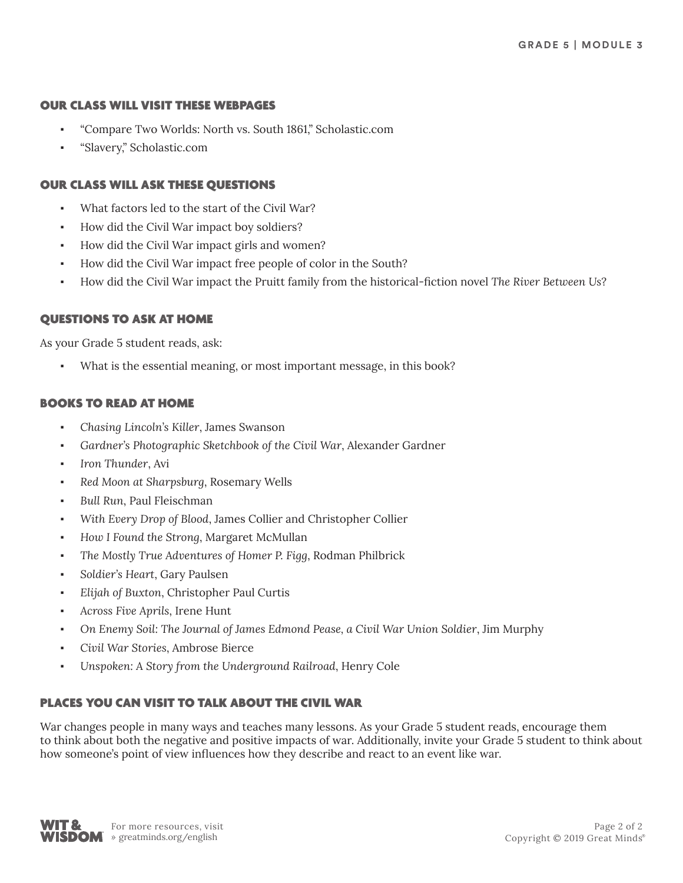## OUR CLASS WILL VISIT THESE WEBPAGES

- "Compare Two Worlds: North vs. South 1861," Scholastic.com
- "Slavery," Scholastic.com

## OUR CLASS WILL ASK THESE QUESTIONS

- What factors led to the start of the Civil War?
- How did the Civil War impact boy soldiers?
- How did the Civil War impact girls and women?
- How did the Civil War impact free people of color in the South?
- How did the Civil War impact the Pruitt family from the historical-fiction novel *The River Between Us*?

## QUESTIONS TO ASK AT HOME

As your Grade 5 student reads, ask:

- What is the essential meaning, or most important message, in this book?

## BOOKS TO READ AT HOME

- *Chasing Lincoln's Killer*, James Swanson
- *Gardner's Photographic Sketchbook of the Civil War*, Alexander Gardner
- *Iron Thunder*, Avi
- *Red Moon at Sharpsburg*, Rosemary Wells
- *Bull Run*, Paul Fleischman
- *With Every Drop of Blood*, James Collier and Christopher Collier
- *How I Found the Strong*, Margaret McMullan
- *The Mostly True Adventures of Homer P. Figg*, Rodman Philbrick
- *Soldier's Heart*, Gary Paulsen
- *Elijah of Buxton*, Christopher Paul Curtis
- *Across Five Aprils*, Irene Hunt
- *On Enemy Soil: The Journal of James Edmond Pease, a Civil War Union Soldier*, Jim Murphy
- *Civil War Stories*, Ambrose Bierce
- *Unspoken: A Story from the Underground Railroad*, Henry Cole

## PLACES YOU CAN VISIT TO TALK ABOUT THE CIVIL WAR

War changes people in many ways and teaches many lessons. As your Grade 5 student reads, encourage them to think about both the negative and positive impacts of war. Additionally, invite your Grade 5 student to think about how someone's point of view influences how they describe and react to an event like war.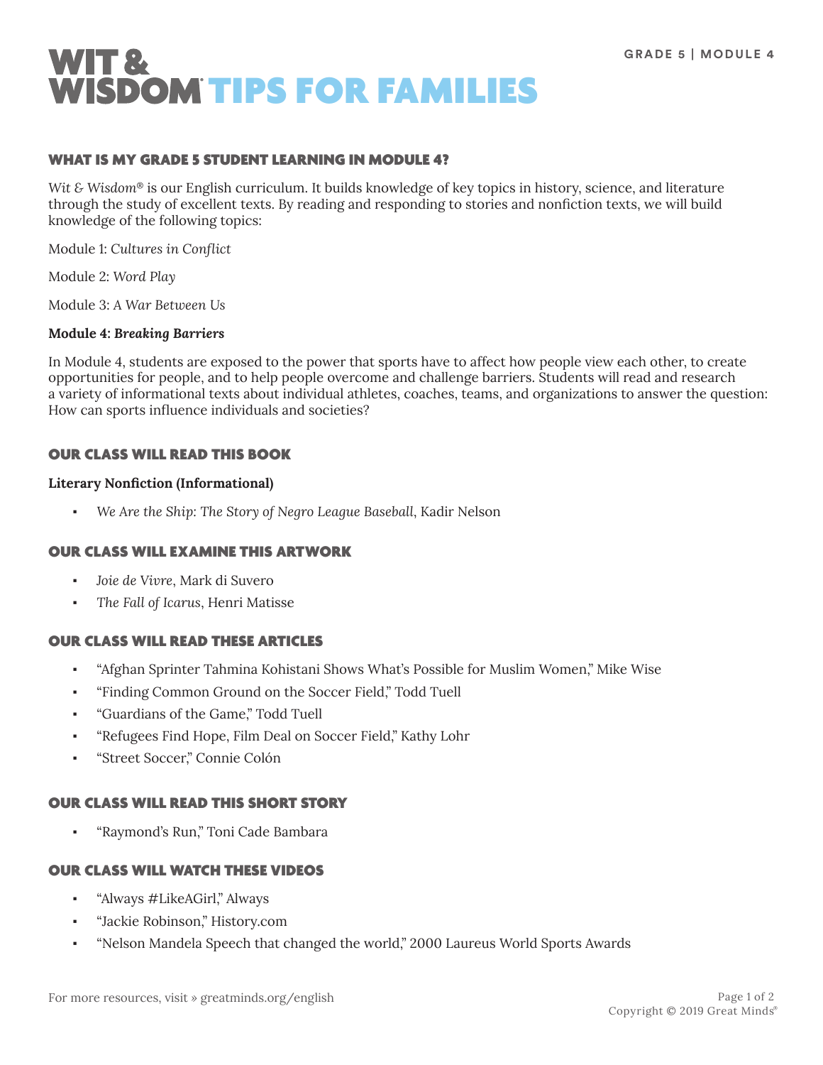# WIT & WISDOM TIPS FOR FAMILIES

GRADE 5 | MODULE 4

## WHAT IS MY GRADE 5 STUDENT LEARNING IN MODULE 4?

*Wit & Wisdom*® is our English curriculum. It builds knowledge of key topics in history, science, and literature through the study of excellent texts. By reading and responding to stories and nonfiction texts, we will build knowledge of the following topics:

Module 1: *Cultures in Conflict*

Module 2: *Word Play*

Module 3: *A War Between Us*

**Module 4: *Breaking Barriers***

In Module 4, students are exposed to the power that sports have to affect how people view each other, to create opportunities for people, and to help people overcome and challenge barriers. Students will read and research a variety of informational texts about individual athletes, coaches, teams, and organizations to answer the question: How can sports influence individuals and societies?

## OUR CLASS WILL READ THIS BOOK

**Literary Nonfiction (Informational)**

- *We Are the Ship: The Story of Negro League Baseball*, Kadir Nelson

## OUR CLASS WILL EXAMINE THIS ARTWORK

- *Joie de Vivre*, Mark di Suvero
- *The Fall of Icarus*, Henri Matisse

## OUR CLASS WILL READ THESE ARTICLES

- "Afghan Sprinter Tahmina Kohistani Shows What's Possible for Muslim Women," Mike Wise
- "Finding Common Ground on the Soccer Field," Todd Tuell
- "Guardians of the Game," Todd Tuell
- "Refugees Find Hope, Film Deal on Soccer Field," Kathy Lohr
- "Street Soccer," Connie Colón

## OUR CLASS WILL READ THIS SHORT STORY

- "Raymond's Run," Toni Cade Bambara

## OUR CLASS WILL WATCH THESE VIDEOS

- "Always #LikeAGirl," Always
- "Jackie Robinson," History.com
- "Nelson Mandela Speech that changed the world," 2000 Laureus World Sports Awards

For more resources, visit » greatminds.org/english

Copyright © 2019 Great Minds®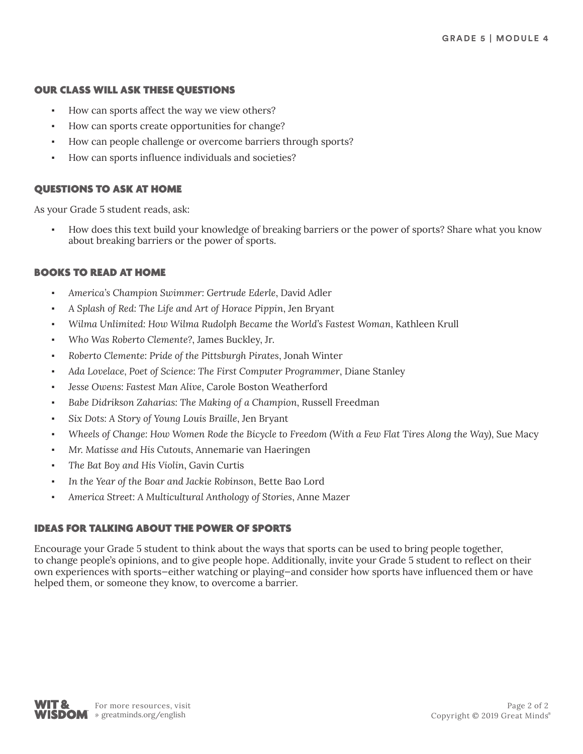## OUR CLASS WILL ASK THESE QUESTIONS

- How can sports affect the way we view others?
- How can sports create opportunities for change?
- How can people challenge or overcome barriers through sports?
- How can sports influence individuals and societies?

## QUESTIONS TO ASK AT HOME

As your Grade 5 student reads, ask:

- How does this text build your knowledge of breaking barriers or the power of sports? Share what you know about breaking barriers or the power of sports.

## BOOKS TO READ AT HOME

- *America's Champion Swimmer: Gertrude Ederle*, David Adler
- *A Splash of Red: The Life and Art of Horace Pippin*, Jen Bryant
- *Wilma Unlimited: How Wilma Rudolph Became the World's Fastest Woman*, Kathleen Krull
- *Who Was Roberto Clemente?*, James Buckley, Jr.
- *Roberto Clemente: Pride of the Pittsburgh Pirates*, Jonah Winter
- *Ada Lovelace, Poet of Science: The First Computer Programmer*, Diane Stanley
- *Jesse Owens: Fastest Man Alive*, Carole Boston Weatherford
- *Babe Didrikson Zaharias: The Making of a Champion*, Russell Freedman
- *Six Dots: A Story of Young Louis Braille*, Jen Bryant
- *Wheels of Change: How Women Rode the Bicycle to Freedom (With a Few Flat Tires Along the Way)*, Sue Macy
- *Mr. Matisse and His Cutouts*, Annemarie van Haeringen
- *The Bat Boy and His Violin*, Gavin Curtis
- *In the Year of the Boar and Jackie Robinson*, Bette Bao Lord
- *America Street: A Multicultural Anthology of Stories*, Anne Mazer

## IDEAS FOR TALKING ABOUT THE POWER OF SPORTS

Encourage your Grade 5 student to think about the ways that sports can be used to bring people together, to change people's opinions, and to give people hope. Additionally, invite your Grade 5 student to reflect on their own experiences with sports–either watching or playing–and consider how sports have influenced them or have helped them, or someone they know, to overcome a barrier.

For more resources, visit » greatminds.org/english

Copyright © 2019 Great Minds®